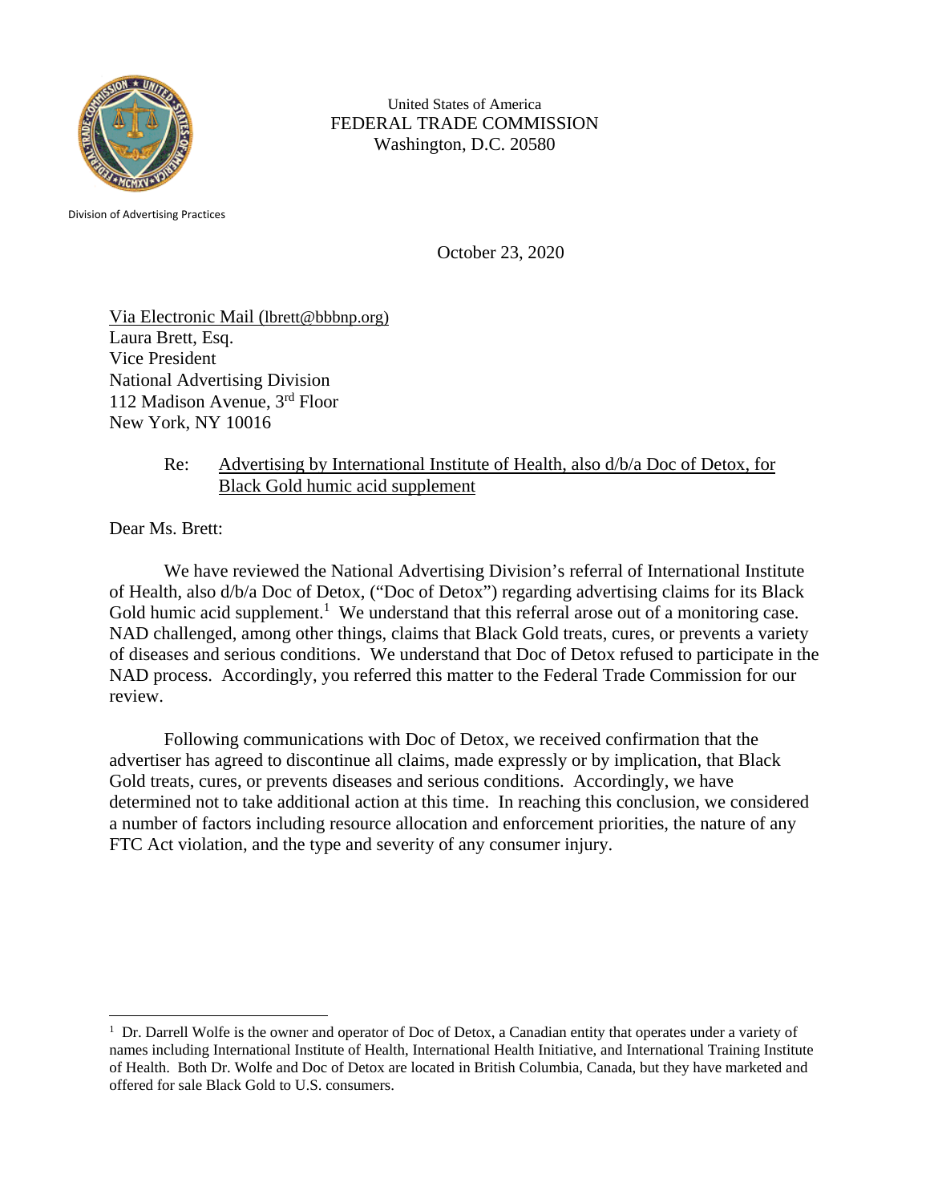United States of America
FEDERAL TRADE COMMISSION
Washington, D.C. 20580

Division of Advertising Practices

October 23, 2020

Via Electronic Mail (lbrett@bbbnp.org)
Laura Brett, Esq.
Vice President
National Advertising Division
112 Madison Avenue, 3rd Floor
New York, NY 10016

Re: Advertising by International Institute of Health, also d/b/a Doc of Detox, for Black Gold humic acid supplement

Dear Ms. Brett:

We have reviewed the National Advertising Division's referral of International Institute of Health, also d/b/a Doc of Detox, ("Doc of Detox") regarding advertising claims for its Black Gold humic acid supplement.[1] We understand that this referral arose out of a monitoring case. NAD challenged, among other things, claims that Black Gold treats, cures, or prevents a variety of diseases and serious conditions. We understand that Doc of Detox refused to participate in the NAD process. Accordingly, you referred this matter to the Federal Trade Commission for our review.

Following communications with Doc of Detox, we received confirmation that the advertiser has agreed to discontinue all claims, made expressly or by implication, that Black Gold treats, cures, or prevents diseases and serious conditions. Accordingly, we have determined not to take additional action at this time. In reaching this conclusion, we considered a number of factors including resource allocation and enforcement priorities, the nature of any FTC Act violation, and the type and severity of any consumer injury.

[1] Dr. Darrell Wolfe is the owner and operator of Doc of Detox, a Canadian entity that operates under a variety of names including International Institute of Health, International Health Initiative, and International Training Institute of Health. Both Dr. Wolfe and Doc of Detox are located in British Columbia, Canada, but they have marketed and offered for sale Black Gold to U.S. consumers.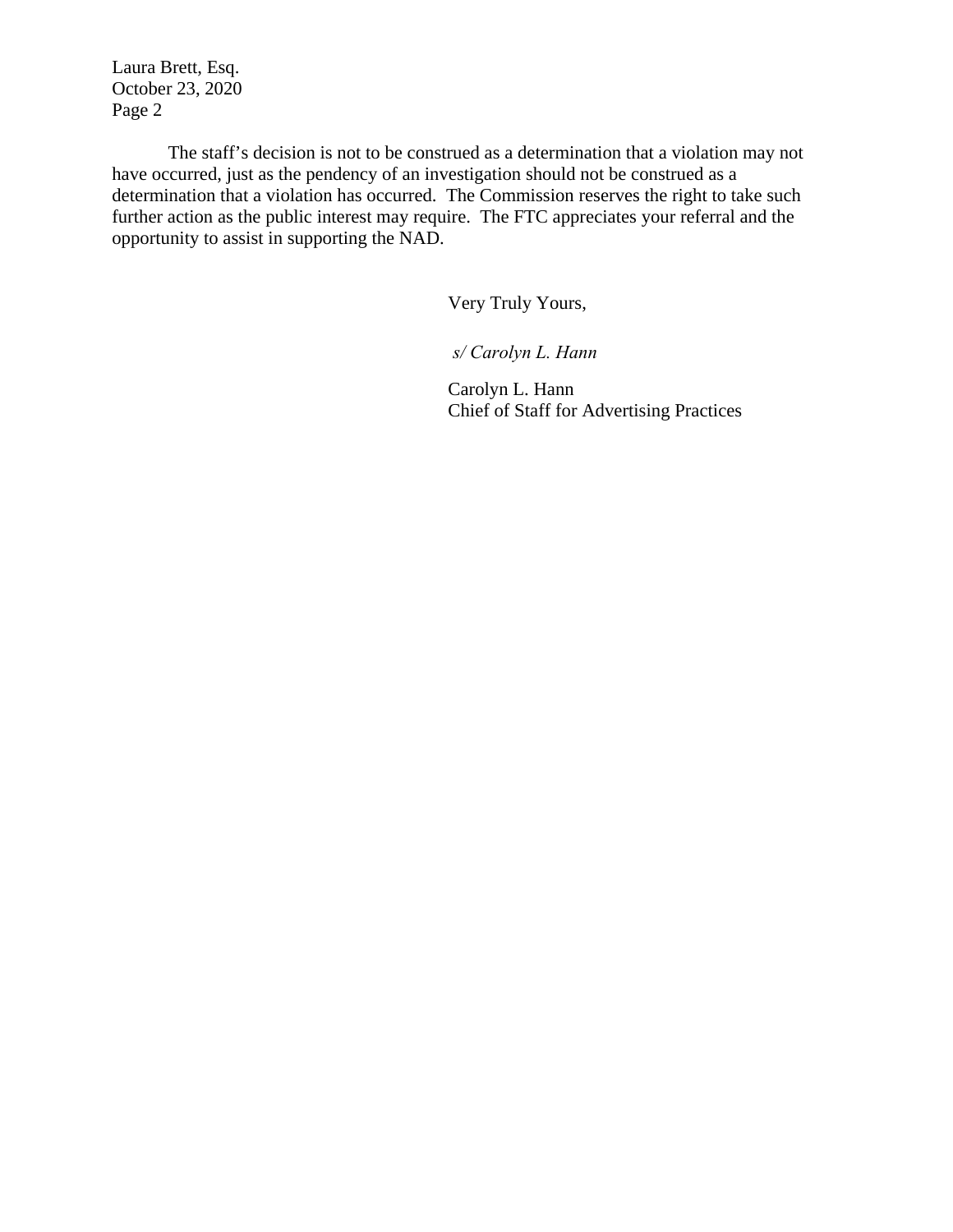The staff's decision is not to be construed as a determination that a violation may not have occurred, just as the pendency of an investigation should not be construed as a determination that a violation has occurred. The Commission reserves the right to take such further action as the public interest may require. The FTC appreciates your referral and the opportunity to assist in supporting the NAD.

Very Truly Yours,

*s/ Carolyn L. Hann*

Carolyn L. Hann
Chief of Staff for Advertising Practices